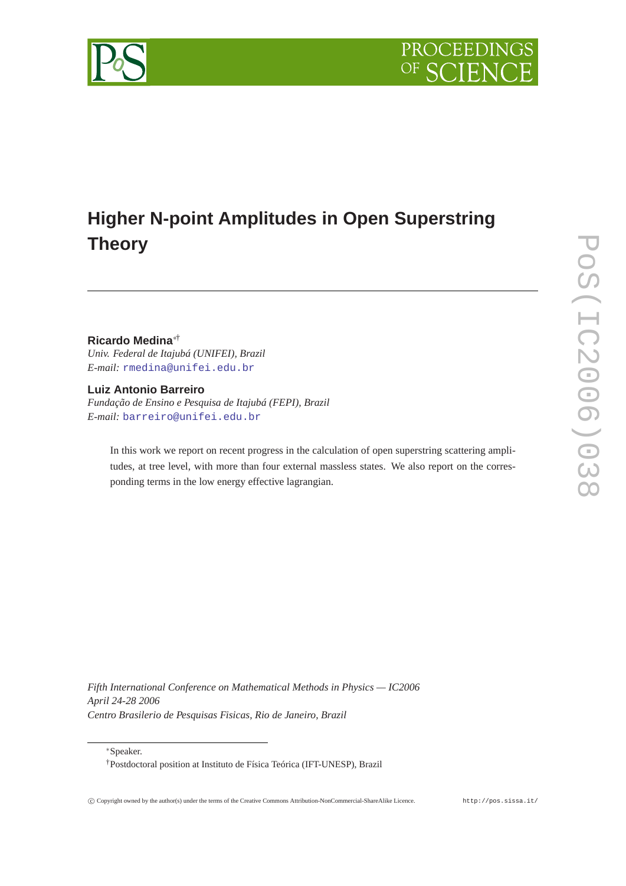# Higher N-point Amplitudes in Open Superstring Theory

**Ricardo Medina**[*][†]
*Univ. Federal de Itajubá (UNIFEI), Brazil*
*E-mail:* rmedina@unifei.edu.br

**Luiz Antonio Barreiro**
*Fundação de Ensino e Pesquisa de Itajubá (FEPI), Brazil*
*E-mail:* barreiro@unifei.edu.br

In this work we report on recent progress in the calculation of open superstring scattering amplitudes, at tree level, with more than four external massless states. We also report on the corresponding terms in the low energy effective lagrangian.

*Fifth International Conference on Mathematical Methods in Physics — IC2006*
*April 24-28 2006*
*Centro Brasilerio de Pesquisas Fisicas, Rio de Janeiro, Brazil*

[*]Speaker.

[†]Postdoctoral position at Instituto de Física Teórica (IFT-UNESP), Brazil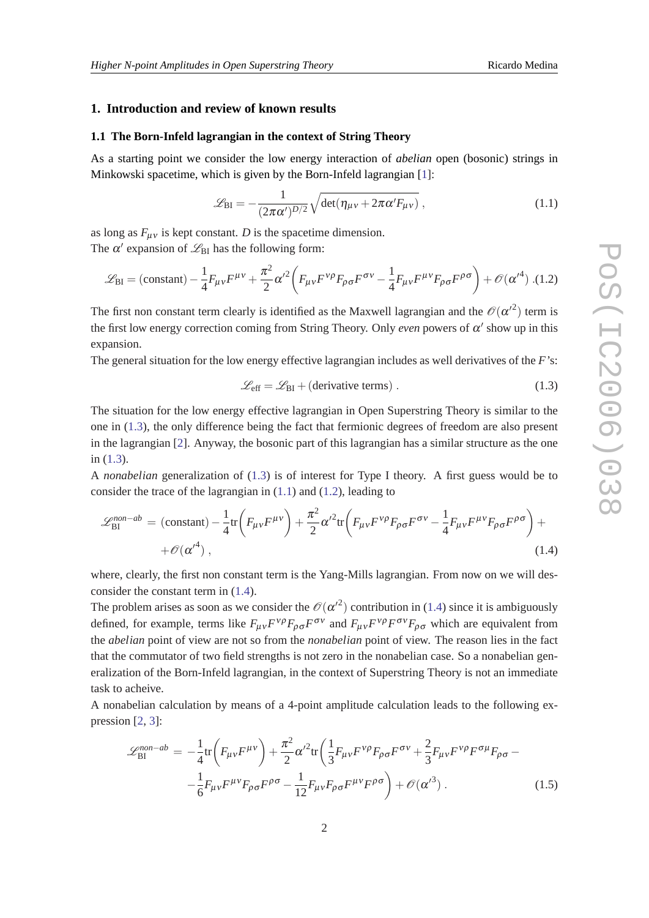# 1. Introduction and review of known results

## 1.1 The Born-Infeld lagrangian in the context of String Theory

As a starting point we consider the low energy interaction of *abelian* open (bosonic) strings in Minkowski spacetime, which is given by the Born-Infeld lagrangian [1]:

$$\mathscr{L}_{\rm BI} = -\frac{1}{(2\pi\alpha')^{D/2}}\sqrt{\det(\eta_{\mu\nu}+2\pi\alpha' F_{\mu\nu})}\ , \tag{1.1}$$

as long as $F_{\mu\nu}$ is kept constant. $D$ is the spacetime dimension.
The $\alpha'$ expansion of $\mathscr{L}_{\rm BI}$ has the following form:

$$\mathscr{L}_{\rm BI} = (\text{constant}) - \frac{1}{4}F_{\mu\nu}F^{\mu\nu} + \frac{\pi^2}{2}\alpha'^2\left(F_{\mu\nu}F^{\nu\rho}F_{\rho\sigma}F^{\sigma\nu} - \frac{1}{4}F_{\mu\nu}F^{\mu\nu}F_{\rho\sigma}F^{\rho\sigma}\right) + \mathscr{O}(\alpha'^4)\ . \tag{1.2}$$

The first non constant term clearly is identified as the Maxwell lagrangian and the $\mathscr{O}(\alpha'^2)$ term is the first low energy correction coming from String Theory. Only *even* powers of $\alpha'$ show up in this expansion.
The general situation for the low energy effective lagrangian includes as well derivatives of the $F$'s:

$$\mathscr{L}_{\rm eff} = \mathscr{L}_{\rm BI} + (\text{derivative terms})\ . \tag{1.3}$$

The situation for the low energy effective lagrangian in Open Superstring Theory is similar to the one in (1.3), the only difference being the fact that fermionic degrees of freedom are also present in the lagrangian [2]. Anyway, the bosonic part of this lagrangian has a similar structure as the one in (1.3).
A *nonabelian* generalization of (1.3) is of interest for Type I theory. A first guess would be to consider the trace of the lagrangian in (1.1) and (1.2), leading to

$$\mathscr{L}_{\rm BI}^{non-ab} = (\text{constant}) - \frac{1}{4}{\rm tr}\left(F_{\mu\nu}F^{\mu\nu}\right) + \frac{\pi^2}{2}\alpha'^2{\rm tr}\left(F_{\mu\nu}F^{\nu\rho}F_{\rho\sigma}F^{\sigma\nu} - \frac{1}{4}F_{\mu\nu}F^{\mu\nu}F_{\rho\sigma}F^{\rho\sigma}\right) + \\ +\mathscr{O}(\alpha'^4)\ , \tag{1.4}$$

where, clearly, the first non constant term is the Yang-Mills lagrangian. From now on we will desconsider the constant term in (1.4).
The problem arises as soon as we consider the $\mathscr{O}(\alpha'^2)$ contribution in (1.4) since it is ambiguously defined, for example, terms like $F_{\mu\nu}F^{\nu\rho}F_{\rho\sigma}F^{\sigma\nu}$ and $F_{\mu\nu}F^{\nu\rho}F^{\sigma\nu}F_{\rho\sigma}$ which are equivalent from the *abelian* point of view are not so from the *nonabelian* point of view. The reason lies in the fact that the commutator of two field strengths is not zero in the nonabelian case. So a nonabelian generalization of the Born-Infeld lagrangian, in the context of Superstring Theory is not an immediate task to acheive.
A nonabelian calculation by means of a 4-point amplitude calculation leads to the following expression [2, 3]:

$$\mathscr{L}_{\rm BI}^{non-ab} = -\frac{1}{4}{\rm tr}\left(F_{\mu\nu}F^{\mu\nu}\right) + \frac{\pi^2}{2}\alpha'^2{\rm tr}\left(\frac{1}{3}F_{\mu\nu}F^{\nu\rho}F_{\rho\sigma}F^{\sigma\nu} + \frac{2}{3}F_{\mu\nu}F^{\nu\rho}F^{\sigma\mu}F_{\rho\sigma} - \right. \\ \left. -\frac{1}{6}F_{\mu\nu}F^{\mu\nu}F_{\rho\sigma}F^{\rho\sigma} - \frac{1}{12}F_{\mu\nu}F_{\rho\sigma}F^{\mu\nu}F^{\rho\sigma}\right) + \mathscr{O}(\alpha'^3)\ . \tag{1.5}$$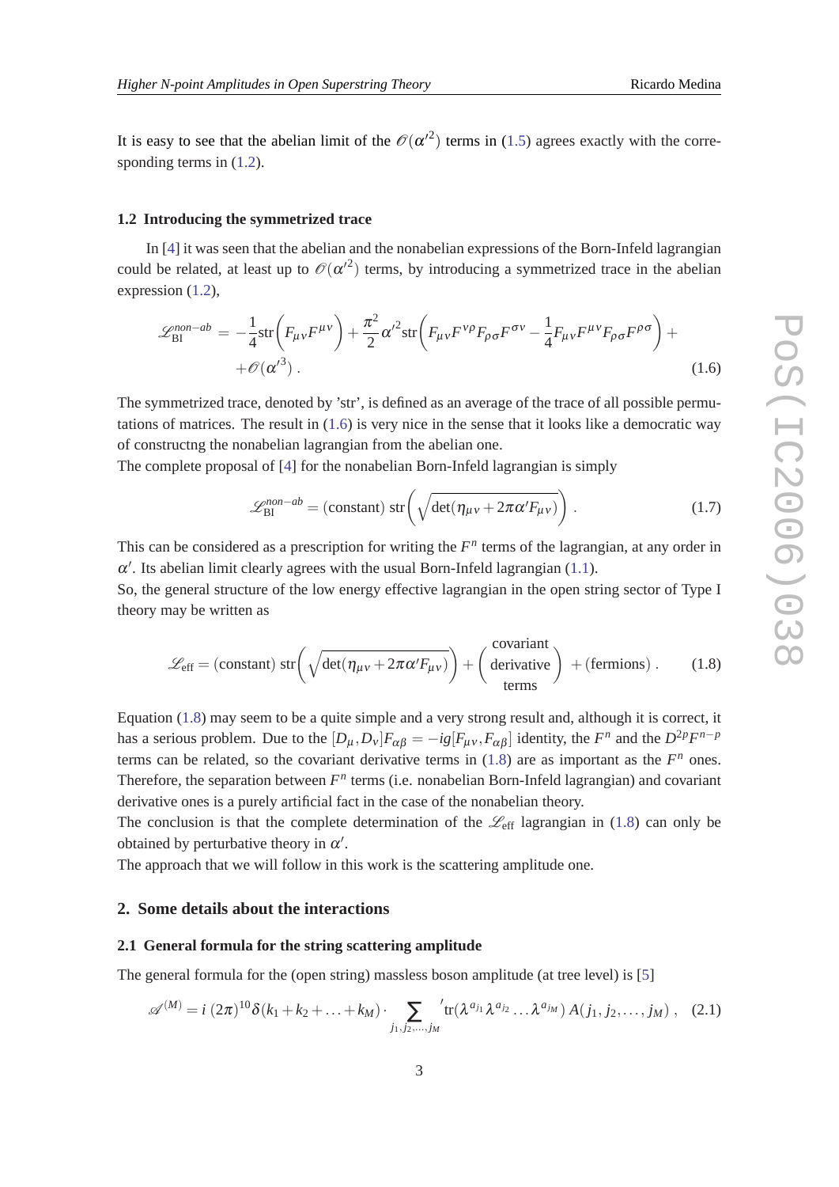It is easy to see that the abelian limit of the $\mathscr{O}(\alpha'^2)$ terms in (1.5) agrees exactly with the corresponding terms in (1.2).

### 1.2 Introducing the symmetrized trace

In [4] it was seen that the abelian and the nonabelian expressions of the Born-Infeld lagrangian could be related, at least up to $\mathscr{O}(\alpha'^2)$ terms, by introducing a symmetrized trace in the abelian expression (1.2),

$$\mathscr{L}_{\rm BI}^{non-ab} = -\frac{1}{4}{\rm str}\Big(F_{\mu\nu}F^{\mu\nu}\Big) + \frac{\pi^2}{2}\alpha'^2{\rm str}\Big(F_{\mu\nu}F^{\nu\rho}F_{\rho\sigma}F^{\sigma\nu} - \frac{1}{4}F_{\mu\nu}F^{\mu\nu}F_{\rho\sigma}F^{\rho\sigma}\Big) + \\ +\mathscr{O}(\alpha'^3)\,. \tag{1.6}$$

The symmetrized trace, denoted by 'str', is defined as an average of the trace of all possible permutations of matrices. The result in (1.6) is very nice in the sense that it looks like a democratic way of constructng the nonabelian lagrangian from the abelian one.
The complete proposal of [4] for the nonabelian Born-Infeld lagrangian is simply

$$\mathscr{L}_{\rm BI}^{non-ab} = ({\rm constant})\ {\rm str}\left(\sqrt{\det(\eta_{\mu\nu} + 2\pi\alpha' F_{\mu\nu})}\right)\,. \tag{1.7}$$

This can be considered as a prescription for writing the $F^n$ terms of the lagrangian, at any order in $\alpha'$. Its abelian limit clearly agrees with the usual Born-Infeld lagrangian (1.1).
So, the general structure of the low energy effective lagrangian in the open string sector of Type I theory may be written as

$$\mathscr{L}_{\rm eff} = ({\rm constant})\ {\rm str}\left(\sqrt{\det(\eta_{\mu\nu} + 2\pi\alpha' F_{\mu\nu})}\right) + \begin{pmatrix}\text{covariant}\\ \text{derivative}\\ \text{terms}\end{pmatrix} + (\text{fermions})\,. \tag{1.8}$$

Equation (1.8) may seem to be a quite simple and a very strong result and, although it is correct, it has a serious problem. Due to the $[D_\mu, D_\nu]F_{\alpha\beta} = -ig[F_{\mu\nu}, F_{\alpha\beta}]$ identity, the $F^n$ and the $D^{2p}F^{n-p}$ terms can be related, so the covariant derivative terms in (1.8) are as important as the $F^n$ ones. Therefore, the separation between $F^n$ terms (i.e. nonabelian Born-Infeld lagrangian) and covariant derivative ones is a purely artificial fact in the case of the nonabelian theory.
The conclusion is that the complete determination of the $\mathscr{L}_{\rm eff}$ lagrangian in (1.8) can only be obtained by perturbative theory in $\alpha'$.
The approach that we will follow in this work is the scattering amplitude one.

## 2. Some details about the interactions

### 2.1 General formula for the string scattering amplitude

The general formula for the (open string) massless boson amplitude (at tree level) is [5]

$$\mathscr{A}^{(M)} = i\,(2\pi)^{10}\delta(k_1 + k_2 + \ldots + k_M)\cdot \sum_{j_1, j_2, \ldots, j_M}{}' {\rm tr}(\lambda^{a_{j_1}}\lambda^{a_{j_2}}\ldots\lambda^{a_{j_M}})\, A(j_1, j_2, \ldots, j_M)\,, \tag{2.1}$$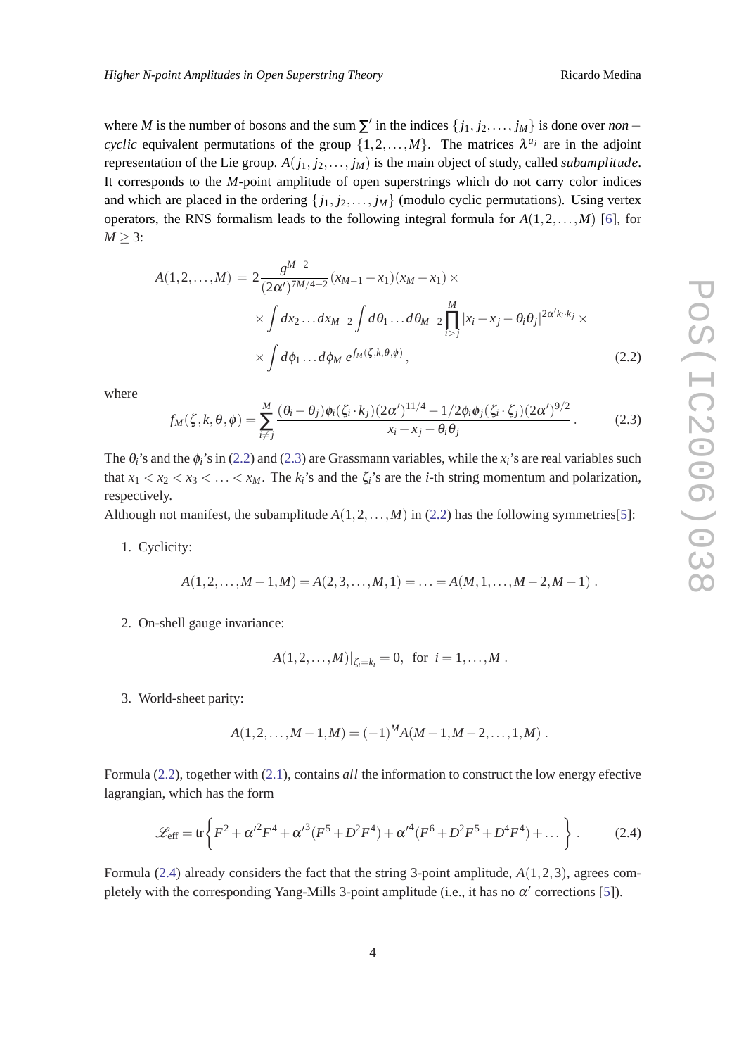where $M$ is the number of bosons and the sum $\sum'$ in the indices $\{j_1, j_2, \ldots, j_M\}$ is done over *non – cyclic* equivalent permutations of the group $\{1,2,\ldots,M\}$. The matrices $\lambda^{a_j}$ are in the adjoint representation of the Lie group. $A(j_1, j_2, \ldots, j_M)$ is the main object of study, called *subamplitude*. It corresponds to the $M$-point amplitude of open superstrings which do not carry color indices and which are placed in the ordering $\{j_1, j_2, \ldots, j_M\}$ (modulo cyclic permutations). Using vertex operators, the RNS formalism leads to the following integral formula for $A(1,2,\ldots,M)$ [6], for $M \geq 3$:

$$
\begin{aligned}
A(1,2,\ldots,M) = \; & 2\frac{g^{M-2}}{(2\alpha')^{7M/4+2}}(x_{M-1}-x_1)(x_M-x_1)\times \\
& \times \int dx_2 \ldots dx_{M-2} \int d\theta_1 \ldots d\theta_{M-2} \prod_{i>j}^{M} |x_i - x_j - \theta_i\theta_j|^{2\alpha' k_i \cdot k_j} \times \\
& \times \int d\phi_1 \ldots d\phi_M \, e^{f_M(\zeta,k,\theta,\phi)} ,
\end{aligned}
\tag{2.2}
$$

where

$$
f_M(\zeta,k,\theta,\phi) = \sum_{i \neq j}^{M} \frac{(\theta_i - \theta_j)\phi_i(\zeta_i \cdot k_j)(2\alpha')^{11/4} - 1/2\phi_i\phi_j(\zeta_i \cdot \zeta_j)(2\alpha')^{9/2}}{x_i - x_j - \theta_i\theta_j} . \tag{2.3}
$$

The $\theta_i$'s and the $\phi_i$'s in (2.2) and (2.3) are Grassmann variables, while the $x_i$'s are real variables such that $x_1 < x_2 < x_3 < \ldots < x_M$. The $k_i$'s and the $\zeta_i$'s are the $i$-th string momentum and polarization, respectively.
Although not manifest, the subamplitude $A(1,2,\ldots,M)$ in (2.2) has the following symmetries[5]:

1. Cyclicity:

$$
A(1,2,\ldots,M-1,M) = A(2,3,\ldots,M,1) = \ldots = A(M,1,\ldots,M-2,M-1) .
$$

2. On-shell gauge invariance:

$$
A(1,2,\ldots,M)|_{\zeta_i = k_i} = 0, \;\; \text{for} \;\; i = 1,\ldots,M .
$$

3. World-sheet parity:

$$
A(1,2,\ldots,M-1,M) = (-1)^M A(M-1,M-2,\ldots,1,M) .
$$

Formula (2.2), together with (2.1), contains *all* the information to construct the low energy efective lagrangian, which has the form

$$
\mathscr{L}_{\text{eff}} = \text{tr}\left\{ F^2 + \alpha'^2 F^4 + \alpha'^3(F^5 + D^2F^4) + \alpha'^4(F^6 + D^2F^5 + D^4F^4) + \ldots \right\} . \tag{2.4}
$$

Formula (2.4) already considers the fact that the string 3-point amplitude, $A(1,2,3)$, agrees completely with the corresponding Yang-Mills 3-point amplitude (i.e., it has no $\alpha'$ corrections [5]).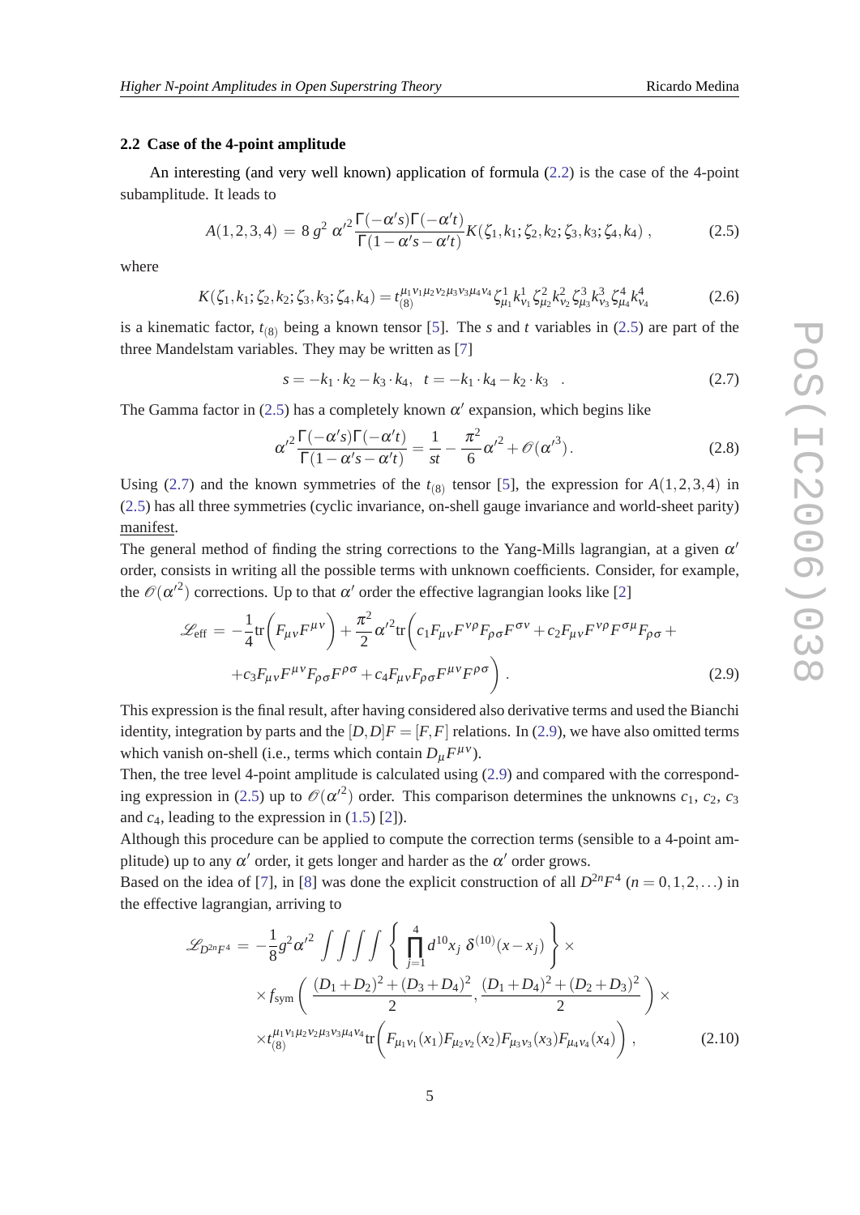### 2.2 Case of the 4-point amplitude

An interesting (and very well known) application of formula (2.2) is the case of the 4-point subamplitude. It leads to

$$A(1,2,3,4) = 8\, g^2\, \alpha'^2 \frac{\Gamma(-\alpha' s)\Gamma(-\alpha' t)}{\Gamma(1-\alpha' s-\alpha' t)} K(\zeta_1,k_1;\zeta_2,k_2;\zeta_3,k_3;\zeta_4,k_4)\,, \tag{2.5}$$

where

$$K(\zeta_1,k_1;\zeta_2,k_2;\zeta_3,k_3;\zeta_4,k_4) = t_{(8)}^{\mu_1\nu_1\mu_2\nu_2\mu_3\nu_3\mu_4\nu_4}\zeta^1_{\mu_1}k^1_{\nu_1}\zeta^2_{\mu_2}k^2_{\nu_2}\zeta^3_{\mu_3}k^3_{\nu_3}\zeta^4_{\mu_4}k^4_{\nu_4} \tag{2.6}$$

is a kinematic factor, $t_{(8)}$ being a known tensor [5]. The $s$ and $t$ variables in (2.5) are part of the three Mandelstam variables. They may be written as [7]

$$s = -k_1\cdot k_2 - k_3\cdot k_4, \quad t = -k_1\cdot k_4 - k_2\cdot k_3 \quad . \tag{2.7}$$

The Gamma factor in (2.5) has a completely known $\alpha'$ expansion, which begins like

$$\alpha'^2\frac{\Gamma(-\alpha' s)\Gamma(-\alpha' t)}{\Gamma(1-\alpha' s-\alpha' t)} = \frac{1}{st} - \frac{\pi^2}{6}\alpha'^2 + \mathscr{O}(\alpha'^3). \tag{2.8}$$

Using (2.7) and the known symmetries of the $t_{(8)}$ tensor [5], the expression for $A(1,2,3,4)$ in (2.5) has all three symmetries (cyclic invariance, on-shell gauge invariance and world-sheet parity) manifest.

The general method of finding the string corrections to the Yang-Mills lagrangian, at a given $\alpha'$ order, consists in writing all the possible terms with unknown coefficients. Consider, for example, the $\mathscr{O}(\alpha'^2)$ corrections. Up to that $\alpha'$ order the effective lagrangian looks like [2]

$$\begin{aligned}\mathscr{L}_{\text{eff}} = & -\frac{1}{4}\text{tr}\left(F_{\mu\nu}F^{\mu\nu}\right) + \frac{\pi^2}{2}\alpha'^2\text{tr}\Big(c_1F_{\mu\nu}F^{\nu\rho}F_{\rho\sigma}F^{\sigma\nu} + c_2F_{\mu\nu}F^{\nu\rho}F^{\sigma\mu}F_{\rho\sigma} + \\ & + c_3F_{\mu\nu}F^{\mu\nu}F_{\rho\sigma}F^{\rho\sigma} + c_4F_{\mu\nu}F_{\rho\sigma}F^{\mu\nu}F^{\rho\sigma}\Big)\,.\end{aligned} \tag{2.9}$$

This expression is the final result, after having considered also derivative terms and used the Bianchi identity, integration by parts and the $[D,D]F = [F,F]$ relations. In (2.9), we have also omitted terms which vanish on-shell (i.e., terms which contain $D_\mu F^{\mu\nu}$).

Then, the tree level 4-point amplitude is calculated using (2.9) and compared with the corresponding expression in (2.5) up to $\mathscr{O}(\alpha'^2)$ order. This comparison determines the unknowns $c_1$, $c_2$, $c_3$ and $c_4$, leading to the expression in (1.5) [2]).

Although this procedure can be applied to compute the correction terms (sensible to a 4-point amplitude) up to any $\alpha'$ order, it gets longer and harder as the $\alpha'$ order grows.

Based on the idea of [7], in [8] was done the explicit construction of all $D^{2n}F^4$ ($n = 0,1,2,\ldots$) in the effective lagrangian, arriving to

$$\begin{aligned}\mathscr{L}_{D^{2n}F^4} = & -\frac{1}{8}g^2\alpha'^2 \int\!\!\int\!\!\int\!\!\int \left\{ \prod_{j=1}^{4} d^{10}x_j\ \delta^{(10)}(x-x_j) \right\} \times \\ & \times f_{\text{sym}}\left( \frac{(D_1+D_2)^2+(D_3+D_4)^2}{2}, \frac{(D_1+D_4)^2+(D_2+D_3)^2}{2} \right) \times \\ & \times t_{(8)}^{\mu_1\nu_1\mu_2\nu_2\mu_3\nu_3\mu_4\nu_4}\text{tr}\Big(F_{\mu_1\nu_1}(x_1)F_{\mu_2\nu_2}(x_2)F_{\mu_3\nu_3}(x_3)F_{\mu_4\nu_4}(x_4)\Big)\,,\end{aligned} \tag{2.10}$$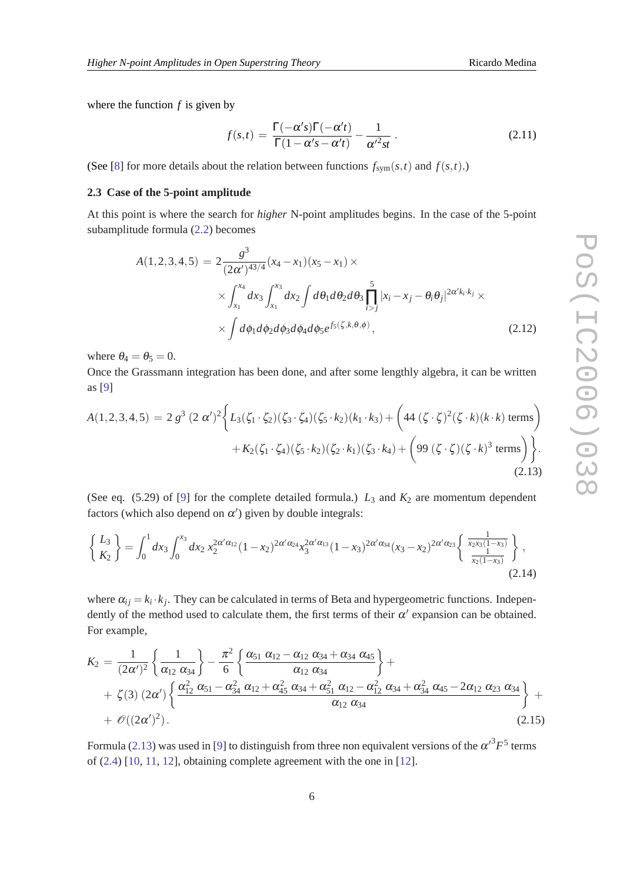where the function $f$ is given by

$$f(s,t) = \frac{\Gamma(-\alpha' s)\Gamma(-\alpha' t)}{\Gamma(1-\alpha' s - \alpha' t)} - \frac{1}{\alpha'^2 st} \,. \tag{2.11}$$

(See [8] for more details about the relation between functions $f_{\rm sym}(s,t)$ and $f(s,t)$.)

### 2.3 Case of the 5-point amplitude

At this point is where the search for *higher* N-point amplitudes begins. In the case of the 5-point subamplitude formula (2.2) becomes

$$\begin{aligned}
A(1,2,3,4,5) = {} & 2\frac{g^3}{(2\alpha')^{43/4}}(x_4 - x_1)(x_5 - x_1) \times \\
& \times \int_{x_1}^{x_4} dx_3 \int_{x_1}^{x_3} dx_2 \int d\theta_1 d\theta_2 d\theta_3 \prod_{i>j}^{5} |x_i - x_j - \theta_i \theta_j|^{2\alpha' k_i \cdot k_j} \times \\
& \times \int d\phi_1 d\phi_2 d\phi_3 d\phi_4 d\phi_5 e^{f_5(\zeta,k,\theta,\phi)} \,,
\end{aligned} \tag{2.12}$$

where $\theta_4 = \theta_5 = 0$.

Once the Grassmann integration has been done, and after some lengthly algebra, it can be written as [9]

$$\begin{aligned}
A(1,2,3,4,5) = {} & 2\, g^3\, (2\,\alpha')^2 \Big\{ L_3 (\zeta_1 \cdot \zeta_2)(\zeta_3 \cdot \zeta_4)(\zeta_5 \cdot k_2)(k_1 \cdot k_3) + \Big( 44\, (\zeta \cdot \zeta)^2 (\zeta \cdot k)(k \cdot k) \text{ terms} \Big) \\
& + K_2 (\zeta_1 \cdot \zeta_4)(\zeta_5 \cdot k_2)(\zeta_2 \cdot k_1)(\zeta_3 \cdot k_4) + \Big( 99\, (\zeta \cdot \zeta)(\zeta \cdot k)^3 \text{ terms} \Big) \Big\}.
\end{aligned} \tag{2.13}$$

(See eq. (5.29) of [9] for the complete detailed formula.) $L_3$ and $K_2$ are momentum dependent factors (which also depend on $\alpha'$) given by double integrals:

$$\left\{ \begin{array}{c} L_3 \\ K_2 \end{array} \right\} = \int_0^1 dx_3 \int_0^{x_3} dx_2\, x_2^{2\alpha' \alpha_{12}} (1-x_2)^{2\alpha' \alpha_{24}} x_3^{2\alpha' \alpha_{13}} (1-x_3)^{2\alpha' \alpha_{34}} (x_3 - x_2)^{2\alpha' \alpha_{23}} \left\{ \begin{array}{c} \frac{1}{x_2 x_3 (1-x_3)} \\ \frac{1}{x_2 (1-x_3)} \end{array} \right\} , \tag{2.14}$$

where $\alpha_{ij} = k_i \cdot k_j$. They can be calculated in terms of Beta and hypergeometric functions. Independently of the method used to calculate them, the first terms of their $\alpha'$ expansion can be obtained. For example,

$$\begin{aligned}
K_2 = {} & \frac{1}{(2\alpha')^2} \left\{ \frac{1}{\alpha_{12}\ \alpha_{34}} \right\} - \frac{\pi^2}{6} \left\{ \frac{\alpha_{51}\ \alpha_{12} - \alpha_{12}\ \alpha_{34} + \alpha_{34}\ \alpha_{45}}{\alpha_{12}\ \alpha_{34}} \right\} + \\
& + \zeta(3)\ (2\alpha') \left\{ \frac{\alpha_{12}^2\ \alpha_{51} - \alpha_{34}^2\ \alpha_{12} + \alpha_{45}^2\ \alpha_{34} + \alpha_{51}^2\ \alpha_{12} - \alpha_{12}^2\ \alpha_{34} + \alpha_{34}^2\ \alpha_{45} - 2\alpha_{12}\ \alpha_{23}\ \alpha_{34}}{\alpha_{12}\ \alpha_{34}} \right\} + \\
& + \mathscr{O}((2\alpha')^2) \,.
\end{aligned} \tag{2.15}$$

Formula (2.13) was used in [9] to distinguish from three non equivalent versions of the $\alpha'^3 F^5$ terms of (2.4) [10, 11, 12], obtaining complete agreement with the one in [12].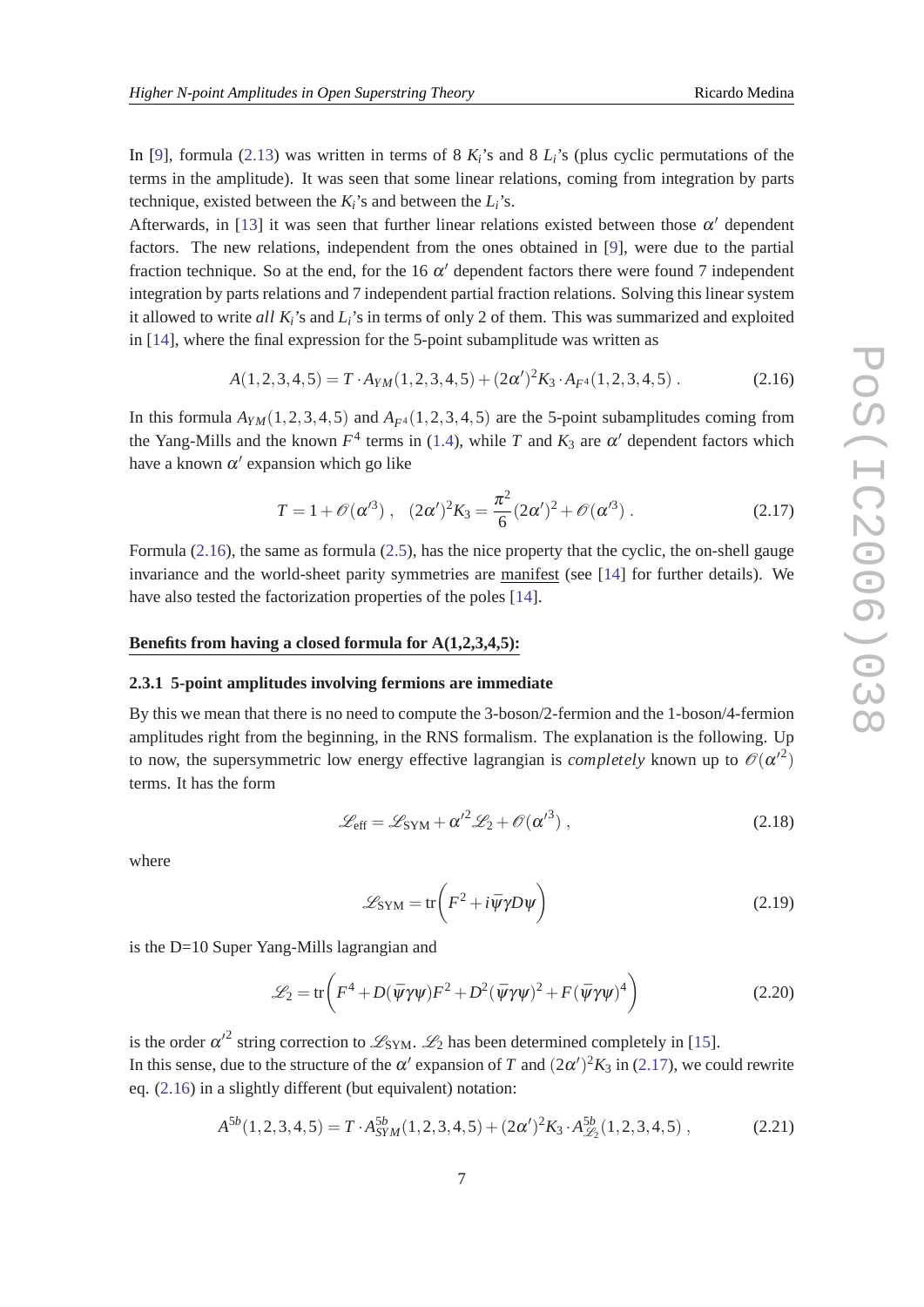In [9], formula (2.13) was written in terms of 8 $K_i$'s and 8 $L_i$'s (plus cyclic permutations of the terms in the amplitude). It was seen that some linear relations, coming from integration by parts technique, existed between the $K_i$'s and between the $L_i$'s.

Afterwards, in [13] it was seen that further linear relations existed between those $\alpha'$ dependent factors. The new relations, independent from the ones obtained in [9], were due to the partial fraction technique. So at the end, for the 16 $\alpha'$ dependent factors there were found 7 independent integration by parts relations and 7 independent partial fraction relations. Solving this linear system it allowed to write *all* $K_i$'s and $L_i$'s in terms of only 2 of them. This was summarized and exploited in [14], where the final expression for the 5-point subamplitude was written as

$$A(1,2,3,4,5) = T \cdot A_{YM}(1,2,3,4,5) + (2\alpha')^2 K_3 \cdot A_{F^4}(1,2,3,4,5) \ . \tag{2.16}$$

In this formula $A_{YM}(1,2,3,4,5)$ and $A_{F^4}(1,2,3,4,5)$ are the 5-point subamplitudes coming from the Yang-Mills and the known $F^4$ terms in (1.4), while $T$ and $K_3$ are $\alpha'$ dependent factors which have a known $\alpha'$ expansion which go like

$$T = 1 + \mathscr{O}(\alpha'^3) \ , \quad (2\alpha')^2 K_3 = \frac{\pi^2}{6}(2\alpha')^2 + \mathscr{O}(\alpha'^3) \ . \tag{2.17}$$

Formula (2.16), the same as formula (2.5), has the nice property that the cyclic, the on-shell gauge invariance and the world-sheet parity symmetries are <u>manifest</u> (see [14] for further details). We have also tested the factorization properties of the poles [14].

**<u>Benefits from having a closed formula for A(1,2,3,4,5):</u>**

### 2.3.1 5-point amplitudes involving fermions are immediate

By this we mean that there is no need to compute the 3-boson/2-fermion and the 1-boson/4-fermion amplitudes right from the beginning, in the RNS formalism. The explanation is the following. Up to now, the supersymmetric low energy effective lagrangian is *completely* known up to $\mathscr{O}(\alpha'^2)$ terms. It has the form

$$\mathscr{L}_{\rm eff} = \mathscr{L}_{\rm SYM} + \alpha'^2 \mathscr{L}_2 + \mathscr{O}(\alpha'^3) \ , \tag{2.18}$$

where

$$\mathscr{L}_{\rm SYM} = {\rm tr}\left( F^2 + i\bar{\psi}\gamma D\psi \right) \tag{2.19}$$

is the D=10 Super Yang-Mills lagrangian and

$$\mathscr{L}_2 = {\rm tr}\left( F^4 + D(\bar{\psi}\gamma\psi)F^2 + D^2(\bar{\psi}\gamma\psi)^2 + F(\bar{\psi}\gamma\psi)^4 \right) \tag{2.20}$$

is the order $\alpha'^2$ string correction to $\mathscr{L}_{\rm SYM}$. $\mathscr{L}_2$ has been determined completely in [15].

In this sense, due to the structure of the $\alpha'$ expansion of $T$ and $(2\alpha')^2 K_3$ in (2.17), we could rewrite eq. (2.16) in a slightly different (but equivalent) notation:

$$A^{5b}(1,2,3,4,5) = T \cdot A^{5b}_{SYM}(1,2,3,4,5) + (2\alpha')^2 K_3 \cdot A^{5b}_{\mathscr{L}_2}(1,2,3,4,5) \ , \tag{2.21}$$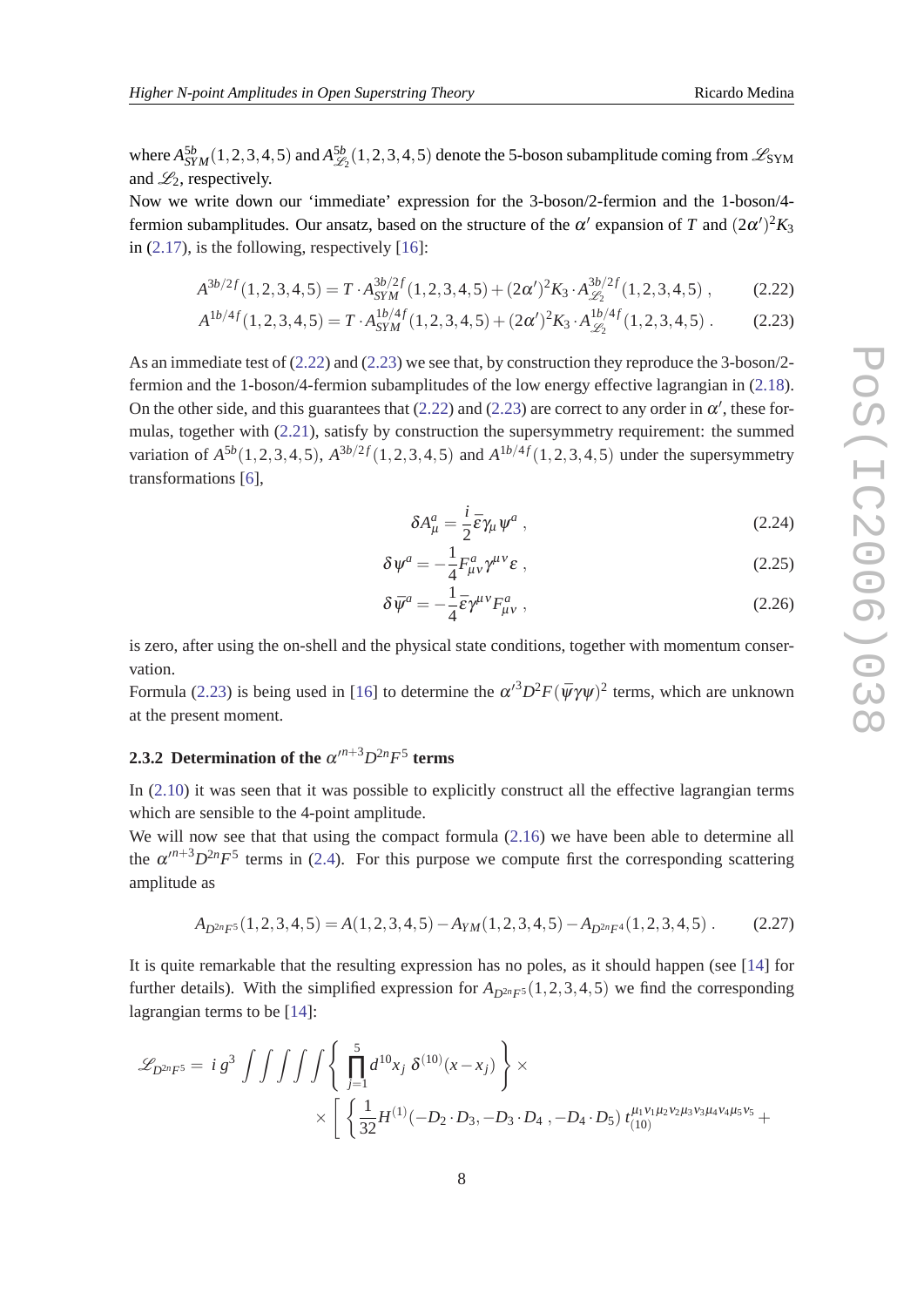where $A^{5b}_{SYM}(1,2,3,4,5)$ and $A^{5b}_{\mathscr{L}_2}(1,2,3,4,5)$ denote the 5-boson subamplitude coming from $\mathscr{L}_{\rm SYM}$ and $\mathscr{L}_2$, respectively.

Now we write down our 'immediate' expression for the 3-boson/2-fermion and the 1-boson/4-fermion subamplitudes. Our ansatz, based on the structure of the $\alpha'$ expansion of $T$ and $(2\alpha')^2 K_3$ in (2.17), is the following, respectively [16]:

$$A^{3b/2f}(1,2,3,4,5) = T\cdot A^{3b/2f}_{SYM}(1,2,3,4,5) + (2\alpha')^2 K_3 \cdot A^{3b/2f}_{\mathscr{L}_2}(1,2,3,4,5)\ , \qquad (2.22)$$

$$A^{1b/4f}(1,2,3,4,5) = T\cdot A^{1b/4f}_{SYM}(1,2,3,4,5) + (2\alpha')^2 K_3 \cdot A^{1b/4f}_{\mathscr{L}_2}(1,2,3,4,5)\ . \qquad (2.23)$$

As an immediate test of (2.22) and (2.23) we see that, by construction they reproduce the 3-boson/2-fermion and the 1-boson/4-fermion subamplitudes of the low energy effective lagrangian in (2.18). On the other side, and this guarantees that (2.22) and (2.23) are correct to any order in $\alpha'$, these formulas, together with (2.21), satisfy by construction the supersymmetry requirement: the summed variation of $A^{5b}(1,2,3,4,5)$, $A^{3b/2f}(1,2,3,4,5)$ and $A^{1b/4f}(1,2,3,4,5)$ under the supersymmetry transformations [6],

$$\delta A^a_\mu = \frac{i}{2}\bar{\varepsilon}\gamma_\mu \psi^a\ , \qquad (2.24)$$

$$\delta \psi^a = -\frac{1}{4}F^a_{\mu\nu}\gamma^{\mu\nu}\varepsilon\ , \qquad (2.25)$$

$$\delta \bar{\psi}^a = -\frac{1}{4}\bar{\varepsilon}\gamma^{\mu\nu}F^a_{\mu\nu}\ , \qquad (2.26)$$

is zero, after using the on-shell and the physical state conditions, together with momentum conservation.

Formula (2.23) is being used in [16] to determine the $\alpha'^3 D^2 F(\bar{\psi}\gamma\psi)^2$ terms, which are unknown at the present moment.

### 2.3.2 Determination of the $\alpha'^{n+3}D^{2n}F^5$ terms

In (2.10) it was seen that it was possible to explicitly construct all the effective lagrangian terms which are sensible to the 4-point amplitude.

We will now see that that using the compact formula (2.16) we have been able to determine all the $\alpha'^{n+3}D^{2n}F^5$ terms in (2.4). For this purpose we compute first the corresponding scattering amplitude as

$$A_{D^{2n}F^5}(1,2,3,4,5) = A(1,2,3,4,5) - A_{YM}(1,2,3,4,5) - A_{D^{2n}F^4}(1,2,3,4,5)\ . \qquad (2.27)$$

It is quite remarkable that the resulting expression has no poles, as it should happen (see [14] for further details). With the simplified expression for $A_{D^{2n}F^5}(1,2,3,4,5)$ we find the corresponding lagrangian terms to be [14]:

$$\mathscr{L}_{D^{2n}F^5} = i\,g^3 \int\!\!\int\!\!\int\!\!\int\!\!\int \left\{ \prod_{j=1}^{5} d^{10}x_j\ \delta^{(10)}(x-x_j) \right\} \times$$
$$\times \left[ \left\{ \frac{1}{32} H^{(1)}(-D_2\cdot D_3, -D_3\cdot D_4\ , -D_4\cdot D_5)\ t^{\mu_1\nu_1\mu_2\nu_2\mu_3\nu_3\mu_4\nu_4\mu_5\nu_5}_{(10)} + \right.\right.$$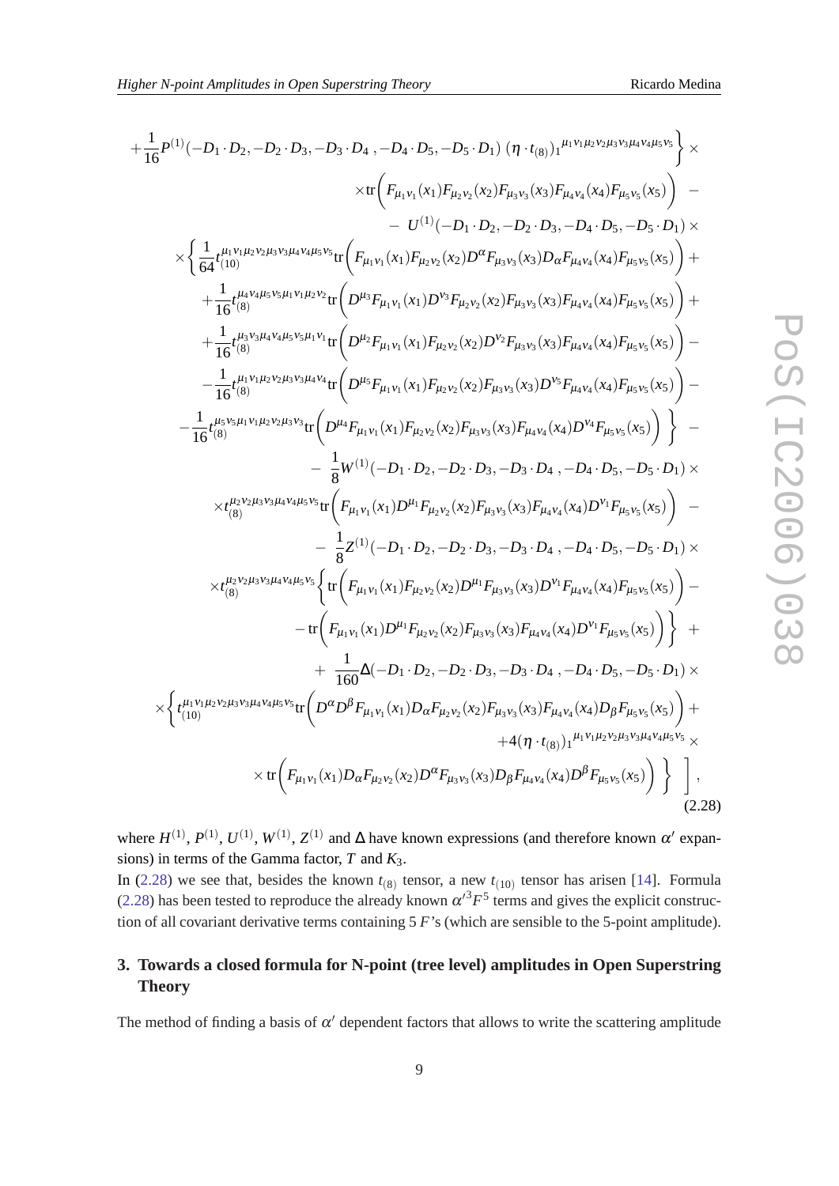$$
\begin{aligned}
&+\frac{1}{16}P^{(1)}(-D_1\cdot D_2,-D_2\cdot D_3,-D_3\cdot D_4\,,-D_4\cdot D_5,-D_5\cdot D_1)\;(\eta\cdot t_{(8)})_1{}^{\mu_1\nu_1\mu_2\nu_2\mu_3\nu_3\mu_4\nu_4\mu_5\nu_5}\Big\}\times\\
&\qquad\times\mathrm{tr}\Big(F_{\mu_1\nu_1}(x_1)F_{\mu_2\nu_2}(x_2)F_{\mu_3\nu_3}(x_3)F_{\mu_4\nu_4}(x_4)F_{\mu_5\nu_5}(x_5)\Big)\;-\\
&\qquad-\;U^{(1)}(-D_1\cdot D_2,-D_2\cdot D_3,-D_4\cdot D_5,-D_5\cdot D_1)\times\\
&\times\Big\{\frac{1}{64}t_{(10)}^{\mu_1\nu_1\mu_2\nu_2\mu_3\nu_3\mu_4\nu_4\mu_5\nu_5}\mathrm{tr}\Big(F_{\mu_1\nu_1}(x_1)F_{\mu_2\nu_2}(x_2)D^{\alpha}F_{\mu_3\nu_3}(x_3)D_{\alpha}F_{\mu_4\nu_4}(x_4)F_{\mu_5\nu_5}(x_5)\Big)+\\
&+\frac{1}{16}t_{(8)}^{\mu_4\nu_4\mu_5\nu_5\mu_1\nu_1\mu_2\nu_2}\mathrm{tr}\Big(D^{\mu_3}F_{\mu_1\nu_1}(x_1)D^{\nu_3}F_{\mu_2\nu_2}(x_2)F_{\mu_3\nu_3}(x_3)F_{\mu_4\nu_4}(x_4)F_{\mu_5\nu_5}(x_5)\Big)+\\
&+\frac{1}{16}t_{(8)}^{\mu_3\nu_3\mu_4\nu_4\mu_5\nu_5\mu_1\nu_1}\mathrm{tr}\Big(D^{\mu_2}F_{\mu_1\nu_1}(x_1)F_{\mu_2\nu_2}(x_2)D^{\nu_2}F_{\mu_3\nu_3}(x_3)F_{\mu_4\nu_4}(x_4)F_{\mu_5\nu_5}(x_5)\Big)-\\
&-\frac{1}{16}t_{(8)}^{\mu_1\nu_1\mu_2\nu_2\mu_3\nu_3\mu_4\nu_4}\mathrm{tr}\Big(D^{\mu_5}F_{\mu_1\nu_1}(x_1)F_{\mu_2\nu_2}(x_2)F_{\mu_3\nu_3}(x_3)D^{\nu_5}F_{\mu_4\nu_4}(x_4)F_{\mu_5\nu_5}(x_5)\Big)-\\
&-\frac{1}{16}t_{(8)}^{\mu_5\nu_5\mu_1\nu_1\mu_2\nu_2\mu_3\nu_3}\mathrm{tr}\Big(D^{\mu_4}F_{\mu_1\nu_1}(x_1)F_{\mu_2\nu_2}(x_2)F_{\mu_3\nu_3}(x_3)F_{\mu_4\nu_4}(x_4)D^{\nu_4}F_{\mu_5\nu_5}(x_5)\Big)\Big\}\;-\\
&\qquad-\;\frac{1}{8}W^{(1)}(-D_1\cdot D_2,-D_2\cdot D_3,-D_3\cdot D_4\,,-D_4\cdot D_5,-D_5\cdot D_1)\times\\
&\times t_{(8)}^{\mu_2\nu_2\mu_3\nu_3\mu_4\nu_4\mu_5\nu_5}\mathrm{tr}\Big(F_{\mu_1\nu_1}(x_1)D^{\mu_1}F_{\mu_2\nu_2}(x_2)F_{\mu_3\nu_3}(x_3)F_{\mu_4\nu_4}(x_4)D^{\nu_1}F_{\mu_5\nu_5}(x_5)\Big)\;-\\
&\qquad-\;\frac{1}{8}Z^{(1)}(-D_1\cdot D_2,-D_2\cdot D_3,-D_3\cdot D_4\,,-D_4\cdot D_5,-D_5\cdot D_1)\times\\
&\times t_{(8)}^{\mu_2\nu_2\mu_3\nu_3\mu_4\nu_4\mu_5\nu_5}\Big\{\mathrm{tr}\Big(F_{\mu_1\nu_1}(x_1)F_{\mu_2\nu_2}(x_2)D^{\mu_1}F_{\mu_3\nu_3}(x_3)D^{\nu_1}F_{\mu_4\nu_4}(x_4)F_{\mu_5\nu_5}(x_5)\Big)-\\
&\qquad-\mathrm{tr}\Big(F_{\mu_1\nu_1}(x_1)D^{\mu_1}F_{\mu_2\nu_2}(x_2)F_{\mu_3\nu_3}(x_3)F_{\mu_4\nu_4}(x_4)D^{\nu_1}F_{\mu_5\nu_5}(x_5)\Big)\Big\}\;+\\
&\qquad+\;\frac{1}{160}\Delta(-D_1\cdot D_2,-D_2\cdot D_3,-D_3\cdot D_4\,,-D_4\cdot D_5,-D_5\cdot D_1)\times\\
&\times\Big\{t_{(10)}^{\mu_1\nu_1\mu_2\nu_2\mu_3\nu_3\mu_4\nu_4\mu_5\nu_5}\mathrm{tr}\Big(D^{\alpha}D^{\beta}F_{\mu_1\nu_1}(x_1)D_{\alpha}F_{\mu_2\nu_2}(x_2)F_{\mu_3\nu_3}(x_3)F_{\mu_4\nu_4}(x_4)D_{\beta}F_{\mu_5\nu_5}(x_5)\Big)+\\
&\qquad+4(\eta\cdot t_{(8)})_1{}^{\mu_1\nu_1\mu_2\nu_2\mu_3\nu_3\mu_4\nu_4\mu_5\nu_5}\times\\
&\qquad\times\mathrm{tr}\Big(F_{\mu_1\nu_1}(x_1)D_{\alpha}F_{\mu_2\nu_2}(x_2)D^{\alpha}F_{\mu_3\nu_3}(x_3)D_{\beta}F_{\mu_4\nu_4}(x_4)D^{\beta}F_{\mu_5\nu_5}(x_5)\Big)\Big\}\;\Big],
\end{aligned}
\tag{2.28}
$$

where $H^{(1)}$, $P^{(1)}$, $U^{(1)}$, $W^{(1)}$, $Z^{(1)}$ and $\Delta$ have known expressions (and therefore known $\alpha'$ expansions) in terms of the Gamma factor, $T$ and $K_3$.

In (2.28) we see that, besides the known $t_{(8)}$ tensor, a new $t_{(10)}$ tensor has arisen [14]. Formula (2.28) has been tested to reproduce the already known $\alpha'^3 F^5$ terms and gives the explicit construction of all covariant derivative terms containing 5 $F$'s (which are sensible to the 5-point amplitude).

## 3. Towards a closed formula for N-point (tree level) amplitudes in Open Superstring Theory

The method of finding a basis of $\alpha'$ dependent factors that allows to write the scattering amplitude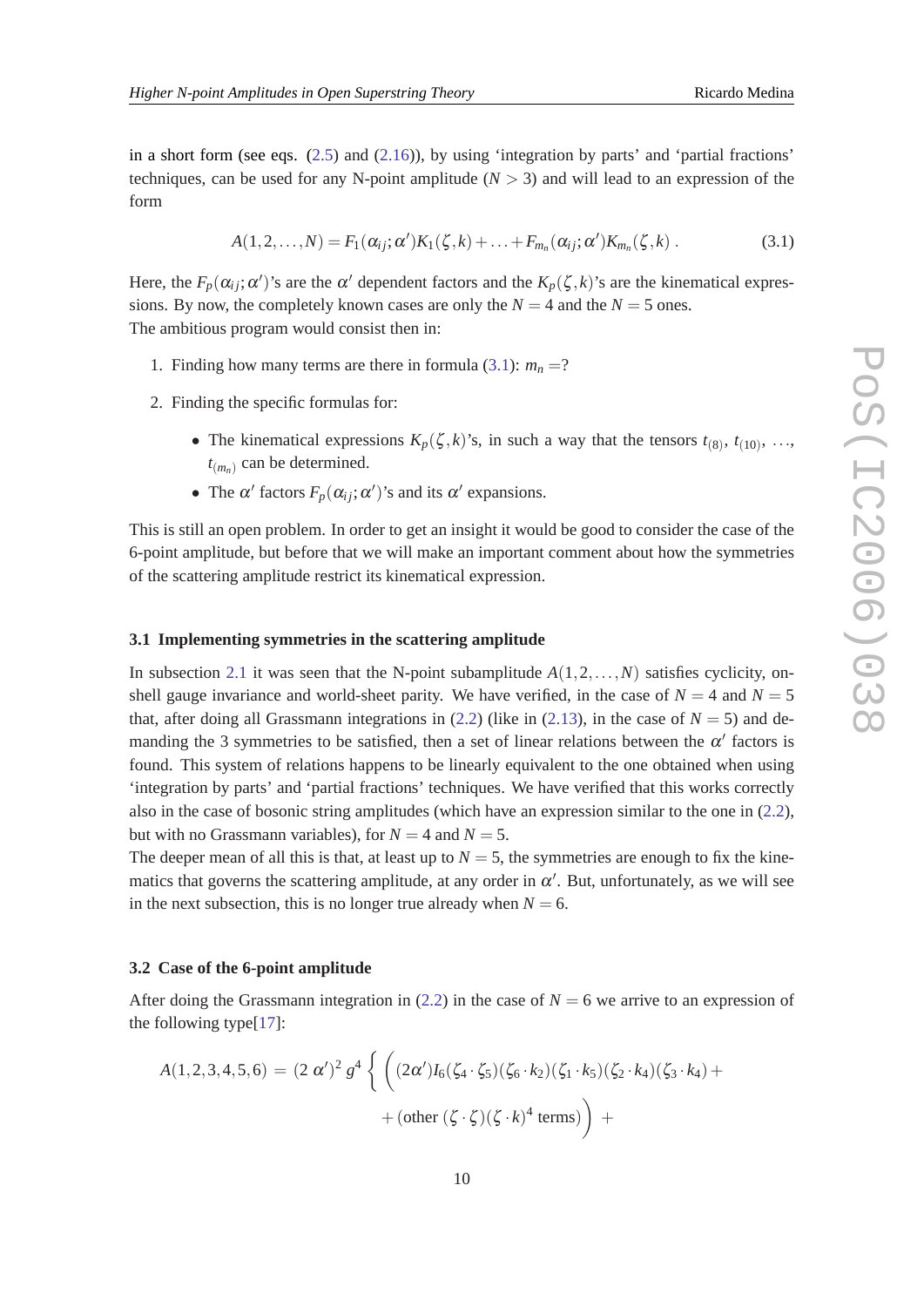in a short form (see eqs. (2.5) and (2.16)), by using 'integration by parts' and 'partial fractions' techniques, can be used for any N-point amplitude ($N > 3$) and will lead to an expression of the form

$$A(1,2,\ldots,N) = F_1(\alpha_{ij};\alpha')K_1(\zeta,k) + \ldots + F_{m_n}(\alpha_{ij};\alpha')K_{m_n}(\zeta,k)\ . \tag{3.1}$$

Here, the $F_p(\alpha_{ij};\alpha')$'s are the $\alpha'$ dependent factors and the $K_p(\zeta,k)$'s are the kinematical expressions. By now, the completely known cases are only the $N = 4$ and the $N = 5$ ones.
The ambitious program would consist then in:

1. Finding how many terms are there in formula (3.1): $m_n =$?
2. Finding the specific formulas for:
   - The kinematical expressions $K_p(\zeta,k)$'s, in such a way that the tensors $t_{(8)}$, $t_{(10)}$, ..., $t_{(m_n)}$ can be determined.
   - The $\alpha'$ factors $F_p(\alpha_{ij};\alpha')$'s and its $\alpha'$ expansions.

This is still an open problem. In order to get an insight it would be good to consider the case of the 6-point amplitude, but before that we will make an important comment about how the symmetries of the scattering amplitude restrict its kinematical expression.

### 3.1 Implementing symmetries in the scattering amplitude

In subsection 2.1 it was seen that the N-point subamplitude $A(1,2,\ldots,N)$ satisfies cyclicity, on-shell gauge invariance and world-sheet parity. We have verified, in the case of $N = 4$ and $N = 5$ that, after doing all Grassmann integrations in (2.2) (like in (2.13), in the case of $N = 5$) and demanding the 3 symmetries to be satisfied, then a set of linear relations between the $\alpha'$ factors is found. This system of relations happens to be linearly equivalent to the one obtained when using 'integration by parts' and 'partial fractions' techniques. We have verified that this works correctly also in the case of bosonic string amplitudes (which have an expression similar to the one in (2.2), but with no Grassmann variables), for $N = 4$ and $N = 5$.
The deeper mean of all this is that, at least up to $N = 5$, the symmetries are enough to fix the kinematics that governs the scattering amplitude, at any order in $\alpha'$. But, unfortunately, as we will see in the next subsection, this is no longer true already when $N = 6$.

### 3.2 Case of the 6-point amplitude

After doing the Grassmann integration in (2.2) in the case of $N = 6$ we arrive to an expression of the following type[17]:

$$A(1,2,3,4,5,6) = (2\,\alpha')^2\, g^4 \left\{ \left( (2\alpha')I_6(\zeta_4\cdot\zeta_5)(\zeta_6\cdot k_2)(\zeta_1\cdot k_5)(\zeta_2\cdot k_4)(\zeta_3\cdot k_4) + \right.\right.$$
$$\left. + \,(\text{other } (\zeta\cdot\zeta)(\zeta\cdot k)^4 \text{ terms}) \right) \;+$$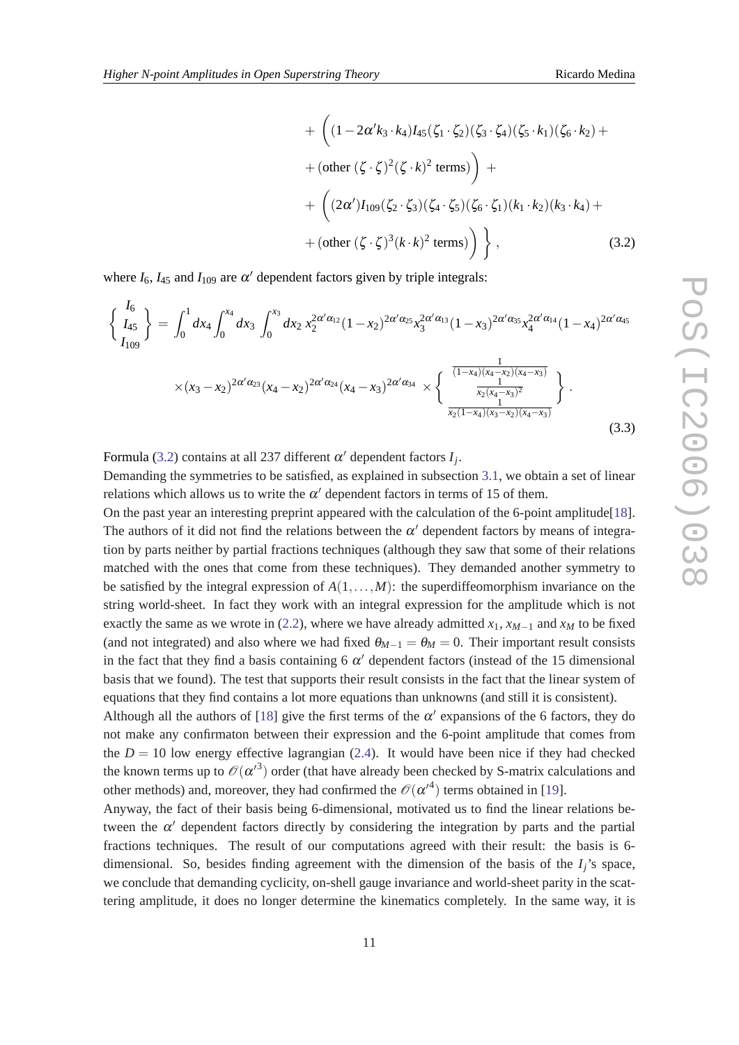$$
\begin{aligned}
&+ \Big( (1-2\alpha' k_3\cdot k_4) I_{45} (\zeta_1\cdot\zeta_2)(\zeta_3\cdot\zeta_4)(\zeta_5\cdot k_1)(\zeta_6\cdot k_2) + \\
&+ (\text{other } (\zeta\cdot\zeta)^2(\zeta\cdot k)^2 \text{ terms}) \Big) + \\
&+ \Big( (2\alpha') I_{109} (\zeta_2\cdot\zeta_3)(\zeta_4\cdot\zeta_5)(\zeta_6\cdot\zeta_1)(k_1\cdot k_2)(k_3\cdot k_4) + \\
&+ (\text{other } (\zeta\cdot\zeta)^3(k\cdot k)^2 \text{ terms}) \Big) \Big\} ,
\end{aligned}
\tag{3.2}
$$

where $I_6$, $I_{45}$ and $I_{109}$ are $\alpha'$ dependent factors given by triple integrals:

$$
\left\{ \begin{array}{c} I_6 \\ I_{45} \\ I_{109} \end{array} \right\} = \int_0^1 dx_4 \int_0^{x_4} dx_3 \int_0^{x_3} dx_2 \, x_2^{2\alpha'\alpha_{12}} (1-x_2)^{2\alpha'\alpha_{25}} x_3^{2\alpha'\alpha_{13}} (1-x_3)^{2\alpha'\alpha_{35}} x_4^{2\alpha'\alpha_{14}} (1-x_4)^{2\alpha'\alpha_{45}}
$$
$$
\times (x_3-x_2)^{2\alpha'\alpha_{23}} (x_4-x_2)^{2\alpha'\alpha_{24}} (x_4-x_3)^{2\alpha'\alpha_{34}} \times \left\{ \begin{array}{c} \frac{1}{(1-x_4)(x_4-x_2)(x_4-x_3)} \\ \frac{1}{x_2(x_4-x_3)^2} \\ \frac{1}{x_2(1-x_4)(x_3-x_2)(x_4-x_3)} \end{array} \right\} .
\tag{3.3}
$$

Formula (3.2) contains at all 237 different $\alpha'$ dependent factors $I_j$.

Demanding the symmetries to be satisfied, as explained in subsection 3.1, we obtain a set of linear relations which allows us to write the $\alpha'$ dependent factors in terms of 15 of them.

On the past year an interesting preprint appeared with the calculation of the 6-point amplitude[18]. The authors of it did not find the relations between the $\alpha'$ dependent factors by means of integration by parts neither by partial fractions techniques (although they saw that some of their relations matched with the ones that come from these techniques). They demanded another symmetry to be satisfied by the integral expression of $A(1,\ldots,M)$: the superdiffeomorphism invariance on the string world-sheet. In fact they work with an integral expression for the amplitude which is not exactly the same as we wrote in (2.2), where we have already admitted $x_1$, $x_{M-1}$ and $x_M$ to be fixed (and not integrated) and also where we had fixed $\theta_{M-1} = \theta_M = 0$. Their important result consists in the fact that they find a basis containing 6 $\alpha'$ dependent factors (instead of the 15 dimensional basis that we found). The test that supports their result consists in the fact that the linear system of equations that they find contains a lot more equations than unknowns (and still it is consistent).

Although all the authors of [18] give the first terms of the $\alpha'$ expansions of the 6 factors, they do not make any confirmaton between their expression and the 6-point amplitude that comes from the $D = 10$ low energy effective lagrangian (2.4). It would have been nice if they had checked the known terms up to $\mathscr{O}({\alpha'}^3)$ order (that have already been checked by S-matrix calculations and other methods) and, moreover, they had confirmed the $\mathscr{O}({\alpha'}^4)$ terms obtained in [19].

Anyway, the fact of their basis being 6-dimensional, motivated us to find the linear relations between the $\alpha'$ dependent factors directly by considering the integration by parts and the partial fractions techniques. The result of our computations agreed with their result: the basis is 6-dimensional. So, besides finding agreement with the dimension of the basis of the $I_j$'s space, we conclude that demanding cyclicity, on-shell gauge invariance and world-sheet parity in the scattering amplitude, it does no longer determine the kinematics completely. In the same way, it is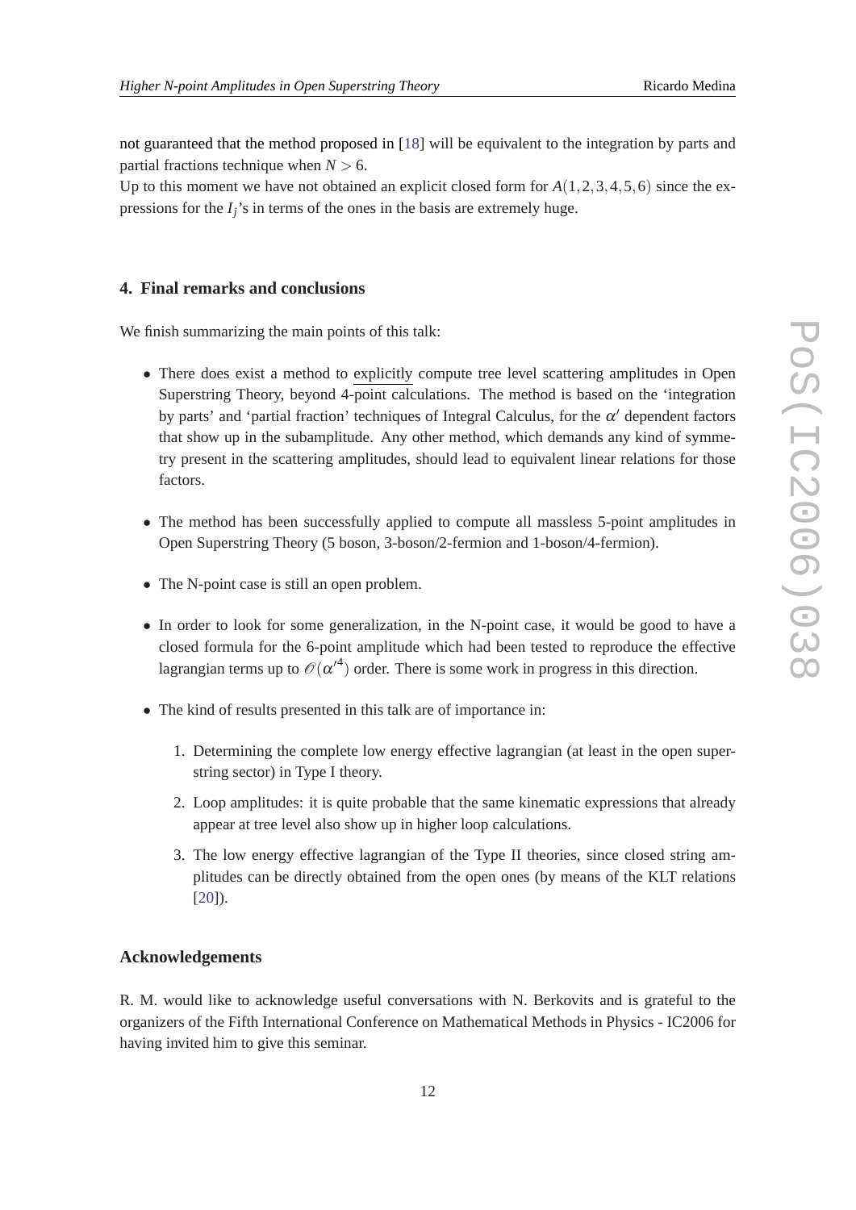not guaranteed that the method proposed in [18] will be equivalent to the integration by parts and partial fractions technique when $N > 6$.

Up to this moment we have not obtained an explicit closed form for $A(1,2,3,4,5,6)$ since the expressions for the $I_j$'s in terms of the ones in the basis are extremely huge.

## 4. Final remarks and conclusions

We finish summarizing the main points of this talk:

- There does exist a method to explicitly compute tree level scattering amplitudes in Open Superstring Theory, beyond 4-point calculations. The method is based on the 'integration by parts' and 'partial fraction' techniques of Integral Calculus, for the $\alpha'$ dependent factors that show up in the subamplitude. Any other method, which demands any kind of symmetry present in the scattering amplitudes, should lead to equivalent linear relations for those factors.

- The method has been successfully applied to compute all massless 5-point amplitudes in Open Superstring Theory (5 boson, 3-boson/2-fermion and 1-boson/4-fermion).

- The N-point case is still an open problem.

- In order to look for some generalization, in the N-point case, it would be good to have a closed formula for the 6-point amplitude which had been tested to reproduce the effective lagrangian terms up to $\mathscr{O}(\alpha'^4)$ order. There is some work in progress in this direction.

- The kind of results presented in this talk are of importance in:

  1. Determining the complete low energy effective lagrangian (at least in the open superstring sector) in Type I theory.
  2. Loop amplitudes: it is quite probable that the same kinematic expressions that already appear at tree level also show up in higher loop calculations.
  3. The low energy effective lagrangian of the Type II theories, since closed string amplitudes can be directly obtained from the open ones (by means of the KLT relations [20]).

### Acknowledgements

R. M. would like to acknowledge useful conversations with N. Berkovits and is grateful to the organizers of the Fifth International Conference on Mathematical Methods in Physics - IC2006 for having invited him to give this seminar.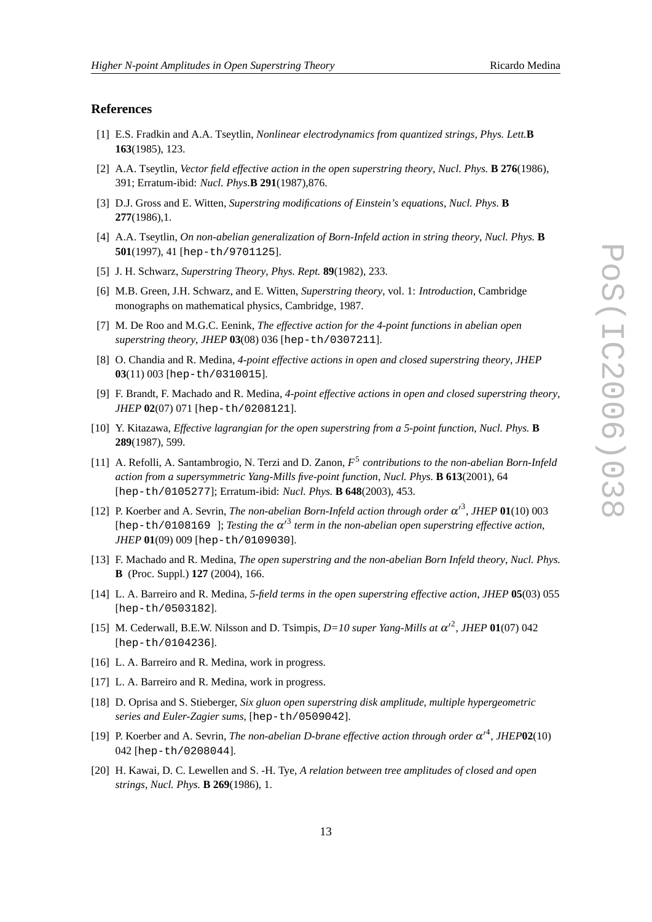## References

[1] E.S. Fradkin and A.A. Tseytlin, *Nonlinear electrodynamics from quantized strings*, *Phys. Lett.* **B 163**(1985), 123.

[2] A.A. Tseytlin, *Vector field effective action in the open superstring theory*, *Nucl. Phys.* **B 276**(1986), 391; Erratum-ibid: *Nucl. Phys.* **B 291**(1987),876.

[3] D.J. Gross and E. Witten, *Superstring modifications of Einstein's equations*, *Nucl. Phys.* **B 277**(1986),1.

[4] A.A. Tseytlin, *On non-abelian generalization of Born-Infeld action in string theory*, *Nucl. Phys.* **B 501**(1997), 41 [hep-th/9701125].

[5] J. H. Schwarz, *Superstring Theory*, *Phys. Rept.* **89**(1982), 233.

[6] M.B. Green, J.H. Schwarz, and E. Witten, *Superstring theory*, vol. 1: *Introduction*, Cambridge monographs on mathematical physics, Cambridge, 1987.

[7] M. De Roo and M.G.C. Eenink, *The effective action for the 4-point functions in abelian open superstring theory*, *JHEP* **03**(08) 036 [hep-th/0307211].

[8] O. Chandia and R. Medina, *4-point effective actions in open and closed superstring theory*, *JHEP* **03**(11) 003 [hep-th/0310015].

[9] F. Brandt, F. Machado and R. Medina, *4-point effective actions in open and closed superstring theory*, *JHEP* **02**(07) 071 [hep-th/0208121].

[10] Y. Kitazawa, *Effective lagrangian for the open superstring from a 5-point function*, *Nucl. Phys.* **B 289**(1987), 599.

[11] A. Refolli, A. Santambrogio, N. Terzi and D. Zanon, *$F^5$ contributions to the non-abelian Born-Infeld action from a supersymmetric Yang-Mills five-point function*, *Nucl. Phys.* **B 613**(2001), 64 [hep-th/0105277]; Erratum-ibid: *Nucl. Phys.* **B 648**(2003), 453.

[12] P. Koerber and A. Sevrin, *The non-abelian Born-Infeld action through order $\alpha'^3$*, *JHEP* **01**(10) 003 [hep-th/0108169 ]; *Testing the $\alpha'^3$ term in the non-abelian open superstring effective action*, *JHEP* **01**(09) 009 [hep-th/0109030].

[13] F. Machado and R. Medina, *The open superstring and the non-abelian Born Infeld theory*, *Nucl. Phys.* **B** (Proc. Suppl.) **127** (2004), 166.

[14] L. A. Barreiro and R. Medina, *5-field terms in the open superstring effective action*, *JHEP* **05**(03) 055 [hep-th/0503182].

[15] M. Cederwall, B.E.W. Nilsson and D. Tsimpis, *D=10 super Yang-Mills at $\alpha'^2$*, *JHEP* **01**(07) 042 [hep-th/0104236].

[16] L. A. Barreiro and R. Medina, work in progress.

[17] L. A. Barreiro and R. Medina, work in progress.

[18] D. Oprisa and S. Stieberger, *Six gluon open superstring disk amplitude, multiple hypergeometric series and Euler-Zagier sums*, [hep-th/0509042].

[19] P. Koerber and A. Sevrin, *The non-abelian D-brane effective action through order $\alpha'^4$*, *JHEP* **02**(10) 042 [hep-th/0208044].

[20] H. Kawai, D. C. Lewellen and S. -H. Tye, *A relation between tree amplitudes of closed and open strings*, *Nucl. Phys.* **B 269**(1986), 1.